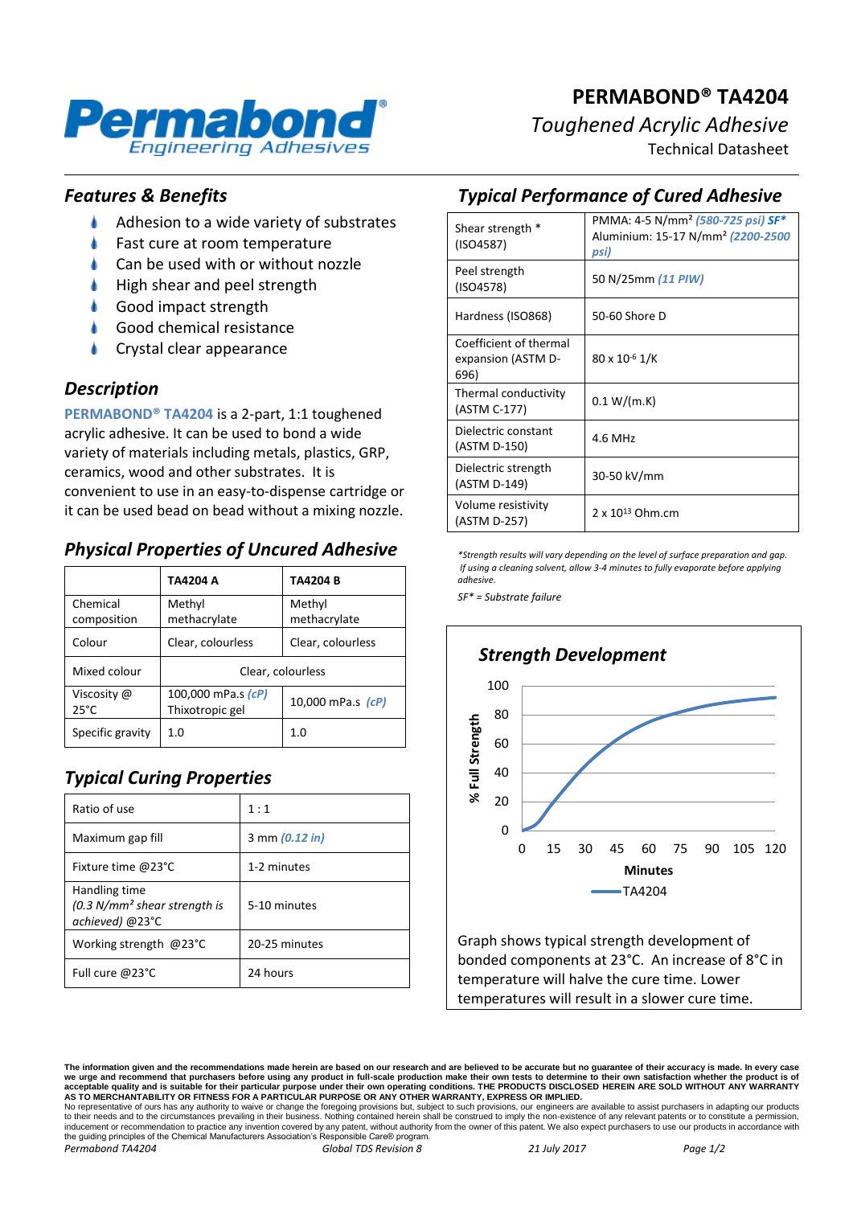# PERMABOND® TA4204

*Toughened Acrylic Adhesive*

Technical Datasheet

## *Features & Benefits*

- Adhesion to a wide variety of substrates
- Fast cure at room temperature
- Can be used with or without nozzle
- High shear and peel strength
- Good impact strength
- Good chemical resistance
- Crystal clear appearance

## *Description*

**PERMABOND® TA4204** is a 2-part, 1:1 toughened acrylic adhesive. It can be used to bond a wide variety of materials including metals, plastics, GRP, ceramics, wood and other substrates. It is convenient to use in an easy-to-dispense cartridge or it can be used bead on bead without a mixing nozzle.

## *Physical Properties of Uncured Adhesive*

| | TA4204 A | TA4204 B |
|---|---|---|
| Chemical composition | Methyl methacrylate | Methyl methacrylate |
| Colour | Clear, colourless | Clear, colourless |
| Mixed colour | Clear, colourless | |
| Viscosity @ 25°C | 100,000 mPa.s *(cP)* Thixotropic gel | 10,000 mPa.s *(cP)* |
| Specific gravity | 1.0 | 1.0 |

## *Typical Curing Properties*

| | |
|---|---|
| Ratio of use | 1 : 1 |
| Maximum gap fill | 3 mm *(0.12 in)* |
| Fixture time @23°C | 1-2 minutes |
| Handling time *(0.3 N/mm² shear strength is achieved)* @23°C | 5-10 minutes |
| Working strength @23°C | 20-25 minutes |
| Full cure @23°C | 24 hours |

## *Typical Performance of Cured Adhesive*

| | |
|---|---|
| Shear strength * (ISO4587) | PMMA: 4-5 N/mm² *(580-725 psi)* *SF** Aluminium: 15-17 N/mm² *(2200-2500 psi)* |
| Peel strength (ISO4578) | 50 N/25mm *(11 PIW)* |
| Hardness (ISO868) | 50-60 Shore D |
| Coefficient of thermal expansion (ASTM D-696) | 80 x $10^{-6}$ 1/K |
| Thermal conductivity (ASTM C-177) | 0.1 W/(m.K) |
| Dielectric constant (ASTM D-150) | 4.6 MHz |
| Dielectric strength (ASTM D-149) | 30-50 kV/mm |
| Volume resistivity (ASTM D-257) | 2 x $10^{13}$ Ohm.cm |

*\*Strength results will vary depending on the level of surface preparation and gap. If using a cleaning solvent, allow 3-4 minutes to fully evaporate before applying adhesive.*

*SF\* = Substrate failure*

## *Strength Development*

Graph shows typical strength development of bonded components at 23°C. An increase of 8°C in temperature will halve the cure time. Lower temperatures will result in a slower cure time.

**The information given and the recommendations made herein are based on our research and are believed to be accurate but no guarantee of their accuracy is made. In every case we urge and recommend that purchasers before using any product in full-scale production make their own tests to determine to their own satisfaction whether the product is of acceptable quality and is suitable for their particular purpose under their own operating conditions. THE PRODUCTS DISCLOSED HEREIN ARE SOLD WITHOUT ANY WARRANTY AS TO MERCHANTABILITY OR FITNESS FOR A PARTICULAR PURPOSE OR ANY OTHER WARRANTY, EXPRESS OR IMPLIED.**

No representative of ours has any authority to waive or change the foregoing provisions but, subject to such provisions, our engineers are available to assist purchasers in adapting our products to their needs and to the circumstances prevailing in their business. Nothing contained herein shall be construed to imply the non-existence of any relevant patents or to constitute a permission, inducement or recommendation to practice any invention covered by any patent, without authority from the owner of this patent. We also expect purchasers to use our products in accordance with the guiding principles of the Chemical Manufacturers Association's Responsible Care® program.

*Permabond TA4204* *Global TDS Revision 8* *21 July 2017*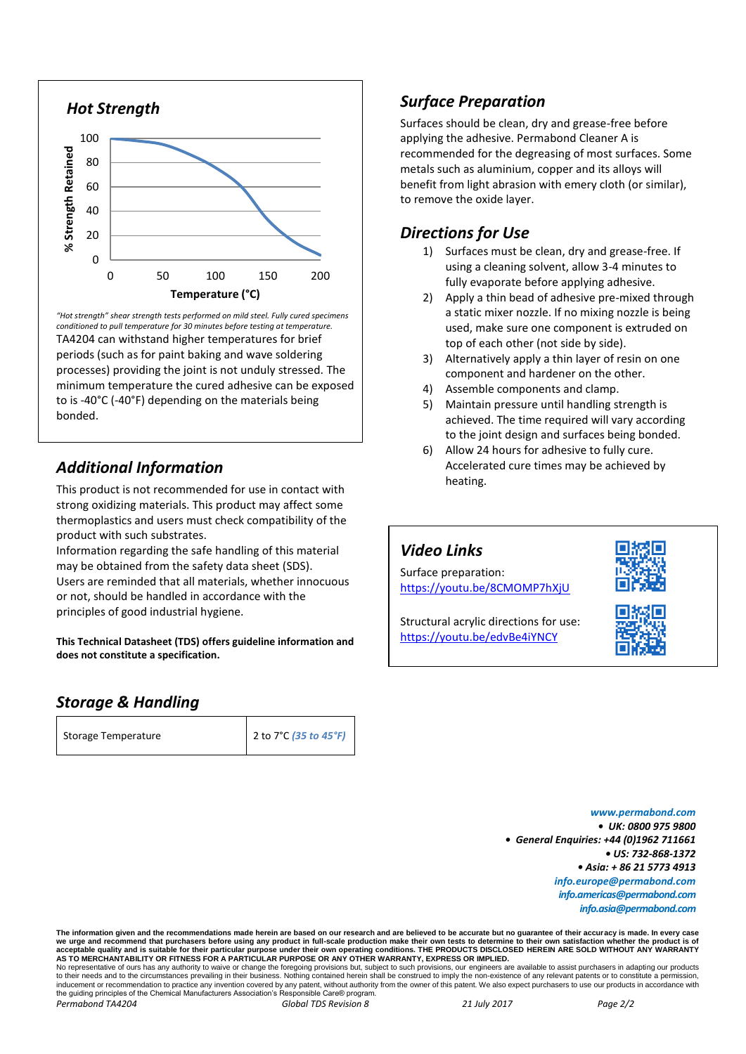## Hot Strength

100
80
60
40
20
0
% Strength Retained
0 50 100 150 200
Temperature (°C)

*"Hot strength" shear strength tests performed on mild steel. Fully cured specimens conditioned to pull temperature for 30 minutes before testing at temperature.*

TA4204 can withstand higher temperatures for brief periods (such as for paint baking and wave soldering processes) providing the joint is not unduly stressed. The minimum temperature the cured adhesive can be exposed to is -40°C (-40°F) depending on the materials being bonded.

## Additional Information

This product is not recommended for use in contact with strong oxidizing materials. This product may affect some thermoplastics and users must check compatibility of the product with such substrates.
Information regarding the safe handling of this material may be obtained from the safety data sheet (SDS).
Users are reminded that all materials, whether innocuous or not, should be handled in accordance with the principles of good industrial hygiene.

**This Technical Datasheet (TDS) offers guideline information and does not constitute a specification.**

## Storage & Handling

| | |
|---|---|
| Storage Temperature | 2 to 7°C *(35 to 45°F)* |

## Surface Preparation

Surfaces should be clean, dry and grease-free before applying the adhesive. Permabond Cleaner A is recommended for the degreasing of most surfaces. Some metals such as aluminium, copper and its alloys will benefit from light abrasion with emery cloth (or similar), to remove the oxide layer.

## Directions for Use

1) Surfaces must be clean, dry and grease-free. If using a cleaning solvent, allow 3-4 minutes to fully evaporate before applying adhesive.
2) Apply a thin bead of adhesive pre-mixed through a static mixer nozzle. If no mixing nozzle is being used, make sure one component is extruded on top of each other (not side by side).
3) Alternatively apply a thin layer of resin on one component and hardener on the other.
4) Assemble components and clamp.
5) Maintain pressure until handling strength is achieved. The time required will vary according to the joint design and surfaces being bonded.
6) Allow 24 hours for adhesive to fully cure. Accelerated cure times may be achieved by heating.

## Video Links

Surface preparation:
https://youtu.be/8CMOMP7hXjU

Structural acrylic directions for use:
https://youtu.be/edvBe4iYNCY

*www.permabond.com*
*• UK: 0800 975 9800*
*• General Enquiries: +44 (0)1962 711661*
*• US: 732-868-1372*
*• Asia: + 86 21 5773 4913*
*info.europe@permabond.com*
*info.americas@permabond.com*
*info.asia@permabond.com*

**The information given and the recommendations made herein are based on our research and are believed to be accurate but no guarantee of their accuracy is made. In every case we urge and recommend that purchasers before using any product in full-scale production make their own tests to determine to their own satisfaction whether the product is of acceptable quality and is suitable for their particular purpose under their own operating conditions. THE PRODUCTS DISCLOSED HEREIN ARE SOLD WITHOUT ANY WARRANTY AS TO MERCHANTABILITY OR FITNESS FOR A PARTICULAR PURPOSE OR ANY OTHER WARRANTY, EXPRESS OR IMPLIED.**
No representative of ours has any authority to waive or change the foregoing provisions but, subject to such provisions, our engineers are available to assist purchasers in adapting our products to their needs and to the circumstances prevailing in their business. Nothing contained herein shall be construed to imply the non-existence of any relevant patents or to constitute a permission, inducement or recommendation to practice any invention covered by any patent, without authority from the owner of this patent. We also expect purchasers to use our products in accordance with the guiding principles of the Chemical Manufacturers Association's Responsible Care® program.

*Permabond TA4204* *Global TDS Revision 8* *21 July 2017*